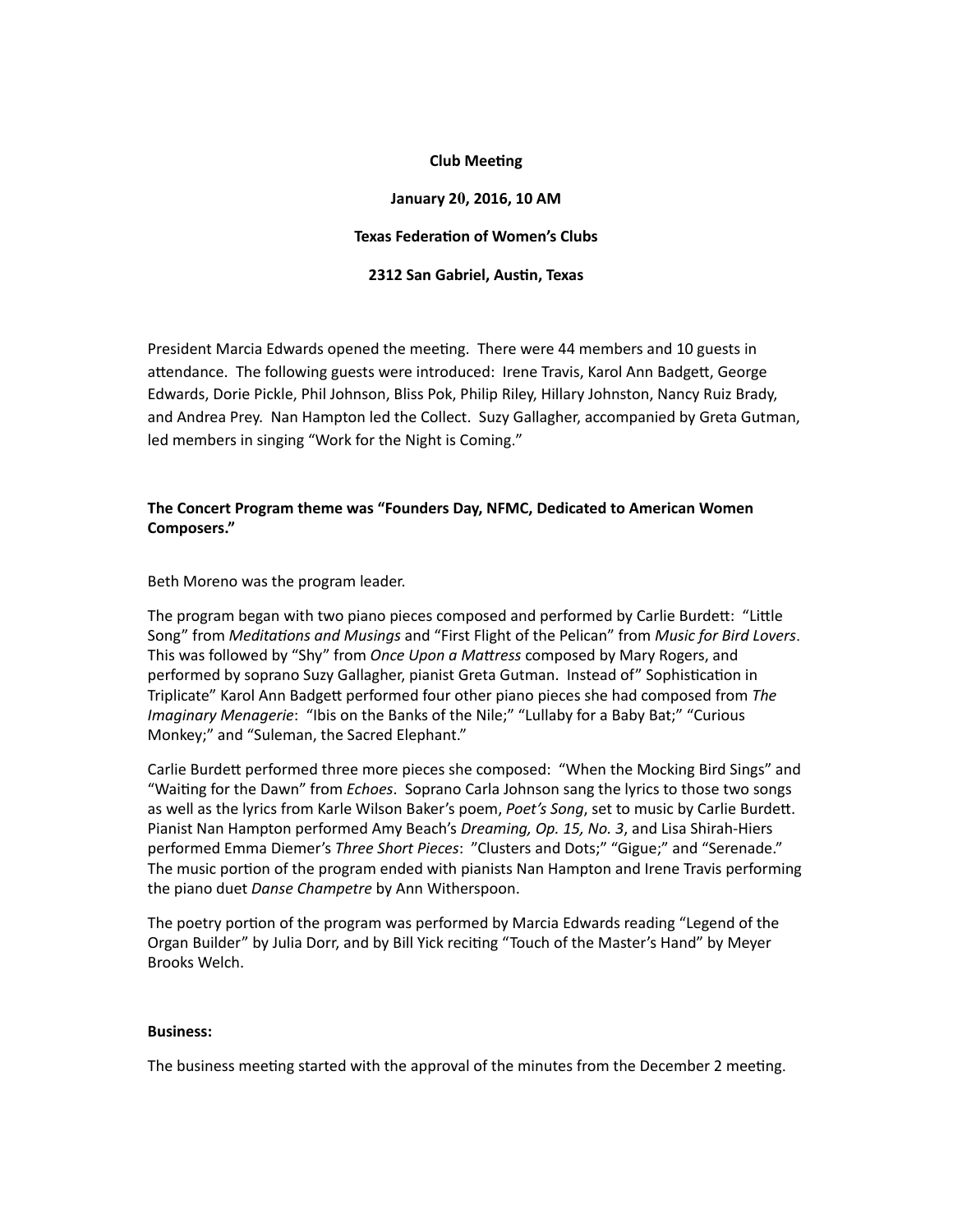**Club Meeting**

**January 20, 2016, 10 AM**

**Texas Federation of Women's Clubs**

**2312 San Gabriel, Austin, Texas**

President Marcia Edwards opened the meeting. There were 44 members and 10 guests in attendance. The following guests were introduced: Irene Travis, Karol Ann Badgett, George Edwards, Dorie Pickle, Phil Johnson, Bliss Pok, Philip Riley, Hillary Johnston, Nancy Ruiz Brady, and Andrea Prey. Nan Hampton led the Collect. Suzy Gallagher, accompanied by Greta Gutman, led members in singing "Work for the Night is Coming."

**The Concert Program theme was "Founders Day, NFMC, Dedicated to American Women Composers."**

Beth Moreno was the program leader.

The program began with two piano pieces composed and performed by Carlie Burdett: "Little Song" from *Meditations and Musings* and "First Flight of the Pelican" from *Music for Bird Lovers*. This was followed by "Shy" from *Once Upon a Mattress* composed by Mary Rogers, and performed by soprano Suzy Gallagher, pianist Greta Gutman. Instead of" Sophistication in Triplicate" Karol Ann Badgett performed four other piano pieces she had composed from *The Imaginary Menagerie*: "Ibis on the Banks of the Nile;" "Lullaby for a Baby Bat;" "Curious Monkey;" and "Suleman, the Sacred Elephant."

Carlie Burdett performed three more pieces she composed: "When the Mocking Bird Sings" and "Waiting for the Dawn" from *Echoes*. Soprano Carla Johnson sang the lyrics to those two songs as well as the lyrics from Karle Wilson Baker's poem, *Poet's Song*, set to music by Carlie Burdett. Pianist Nan Hampton performed Amy Beach's *Dreaming, Op. 15, No. 3*, and Lisa Shirah-Hiers performed Emma Diemer's *Three Short Pieces*: "Clusters and Dots;" "Gigue;" and "Serenade." The music portion of the program ended with pianists Nan Hampton and Irene Travis performing the piano duet *Danse Champetre* by Ann Witherspoon.

The poetry portion of the program was performed by Marcia Edwards reading "Legend of the Organ Builder" by Julia Dorr, and by Bill Yick reciting "Touch of the Master's Hand" by Meyer Brooks Welch.

**Business:**

The business meeting started with the approval of the minutes from the December 2 meeting.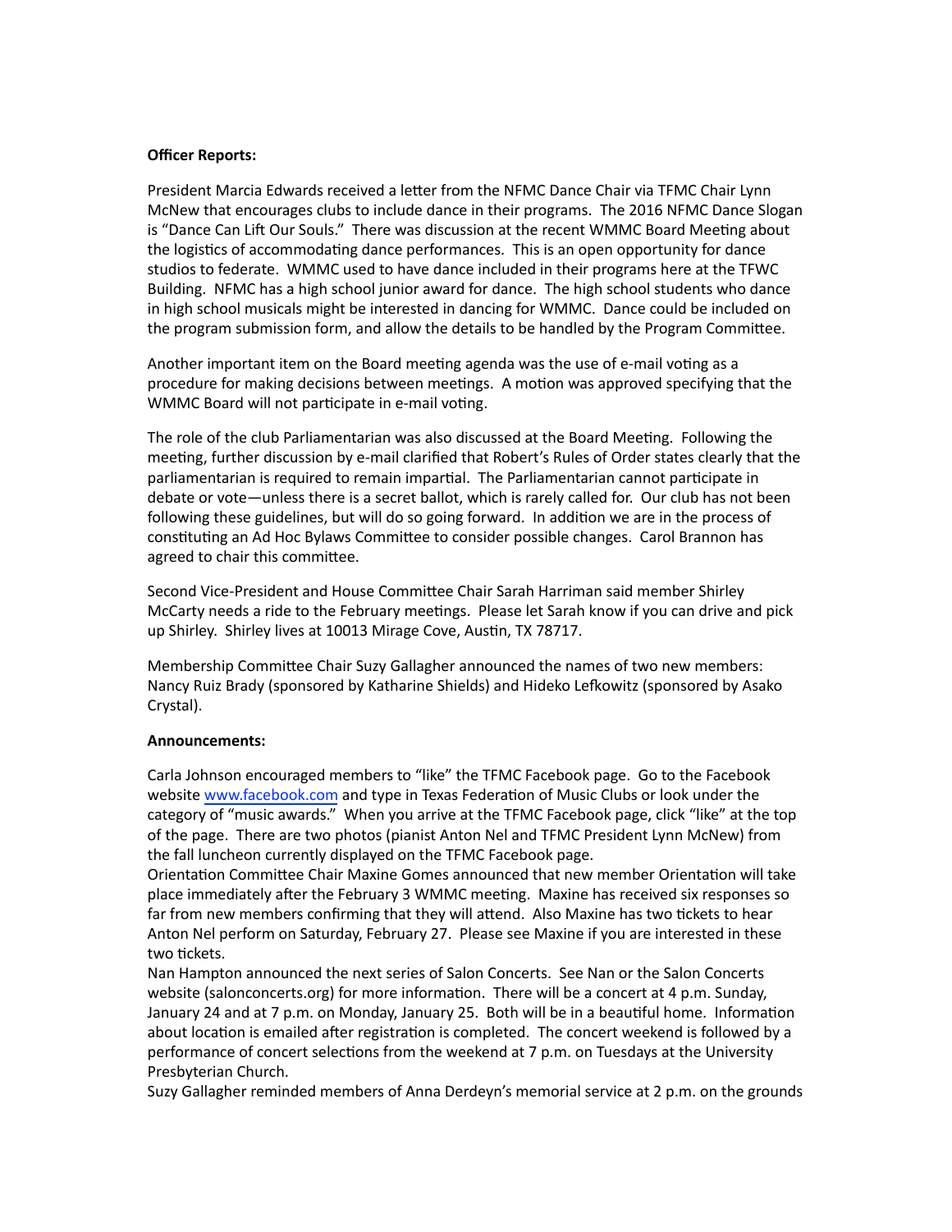**Officer Reports:**

President Marcia Edwards received a letter from the NFMC Dance Chair via TFMC Chair Lynn McNew that encourages clubs to include dance in their programs. The 2016 NFMC Dance Slogan is "Dance Can Lift Our Souls." There was discussion at the recent WMMC Board Meeting about the logistics of accommodating dance performances. This is an open opportunity for dance studios to federate. WMMC used to have dance included in their programs here at the TFWC Building. NFMC has a high school junior award for dance. The high school students who dance in high school musicals might be interested in dancing for WMMC. Dance could be included on the program submission form, and allow the details to be handled by the Program Committee.

Another important item on the Board meeting agenda was the use of e-mail voting as a procedure for making decisions between meetings. A motion was approved specifying that the WMMC Board will not participate in e-mail voting.

The role of the club Parliamentarian was also discussed at the Board Meeting. Following the meeting, further discussion by e-mail clarified that Robert's Rules of Order states clearly that the parliamentarian is required to remain impartial. The Parliamentarian cannot participate in debate or vote—unless there is a secret ballot, which is rarely called for. Our club has not been following these guidelines, but will do so going forward. In addition we are in the process of constituting an Ad Hoc Bylaws Committee to consider possible changes. Carol Brannon has agreed to chair this committee.

Second Vice-President and House Committee Chair Sarah Harriman said member Shirley McCarty needs a ride to the February meetings. Please let Sarah know if you can drive and pick up Shirley. Shirley lives at 10013 Mirage Cove, Austin, TX 78717.

Membership Committee Chair Suzy Gallagher announced the names of two new members: Nancy Ruiz Brady (sponsored by Katharine Shields) and Hideko Lefkowitz (sponsored by Asako Crystal).

**Announcements:**

Carla Johnson encouraged members to "like" the TFMC Facebook page. Go to the Facebook website www.facebook.com and type in Texas Federation of Music Clubs or look under the category of "music awards." When you arrive at the TFMC Facebook page, click "like" at the top of the page. There are two photos (pianist Anton Nel and TFMC President Lynn McNew) from the fall luncheon currently displayed on the TFMC Facebook page.

Orientation Committee Chair Maxine Gomes announced that new member Orientation will take place immediately after the February 3 WMMC meeting. Maxine has received six responses so far from new members confirming that they will attend. Also Maxine has two tickets to hear Anton Nel perform on Saturday, February 27. Please see Maxine if you are interested in these two tickets.

Nan Hampton announced the next series of Salon Concerts. See Nan or the Salon Concerts website (salonconcerts.org) for more information. There will be a concert at 4 p.m. Sunday, January 24 and at 7 p.m. on Monday, January 25. Both will be in a beautiful home. Information about location is emailed after registration is completed. The concert weekend is followed by a performance of concert selections from the weekend at 7 p.m. on Tuesdays at the University Presbyterian Church.

Suzy Gallagher reminded members of Anna Derdeyn's memorial service at 2 p.m. on the grounds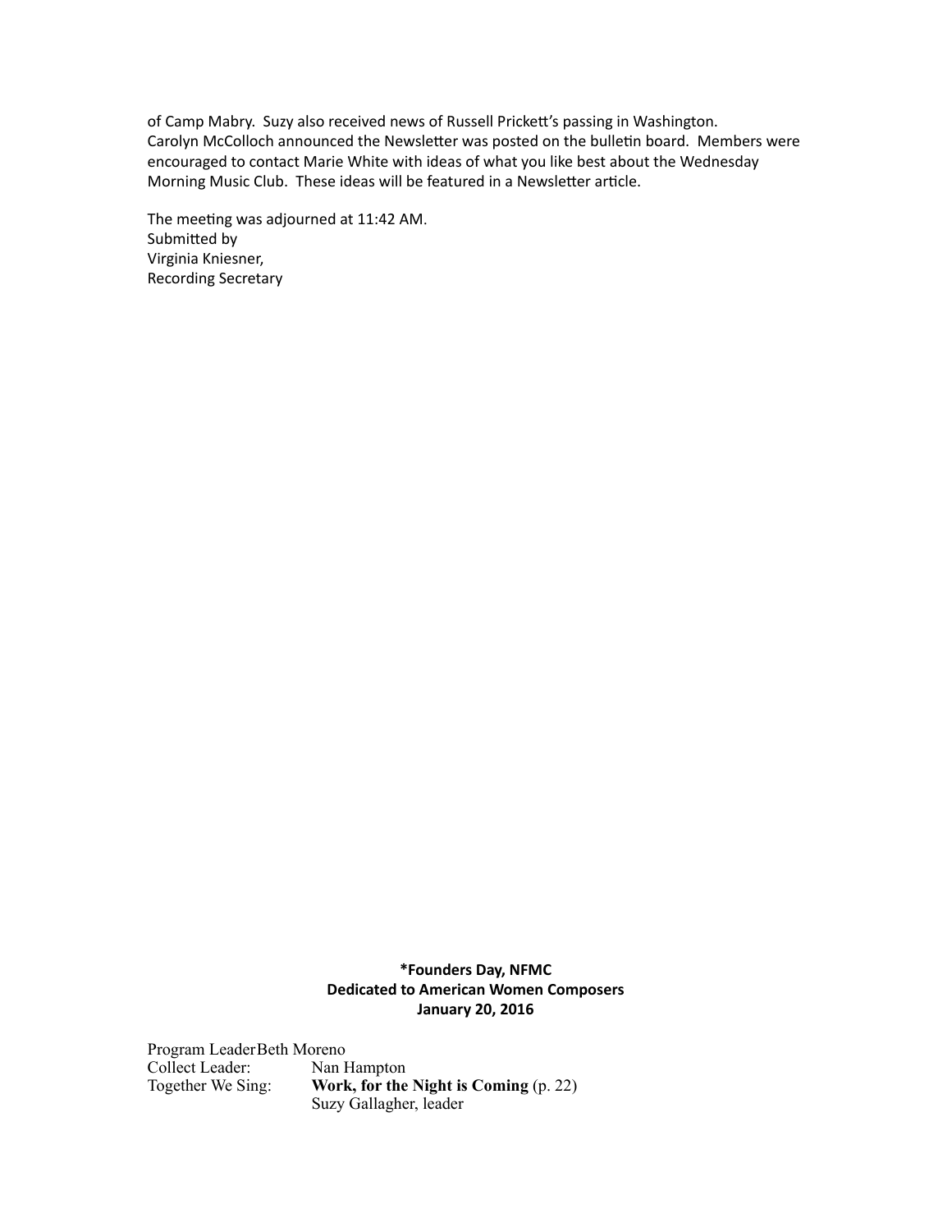of Camp Mabry. Suzy also received news of Russell Prickett's passing in Washington. Carolyn McColloch announced the Newsletter was posted on the bulletin board. Members were encouraged to contact Marie White with ideas of what you like best about the Wednesday Morning Music Club. These ideas will be featured in a Newsletter article.

The meeting was adjourned at 11:42 AM.
Submitted by
Virginia Kniesner,
Recording Secretary

**\*Founders Day, NFMC**
**Dedicated to American Women Composers**
**January 20, 2016**

Program Leader Beth Moreno
Collect Leader: Nan Hampton
Together We Sing: **Work, for the Night is Coming** (p. 22)
Suzy Gallagher, leader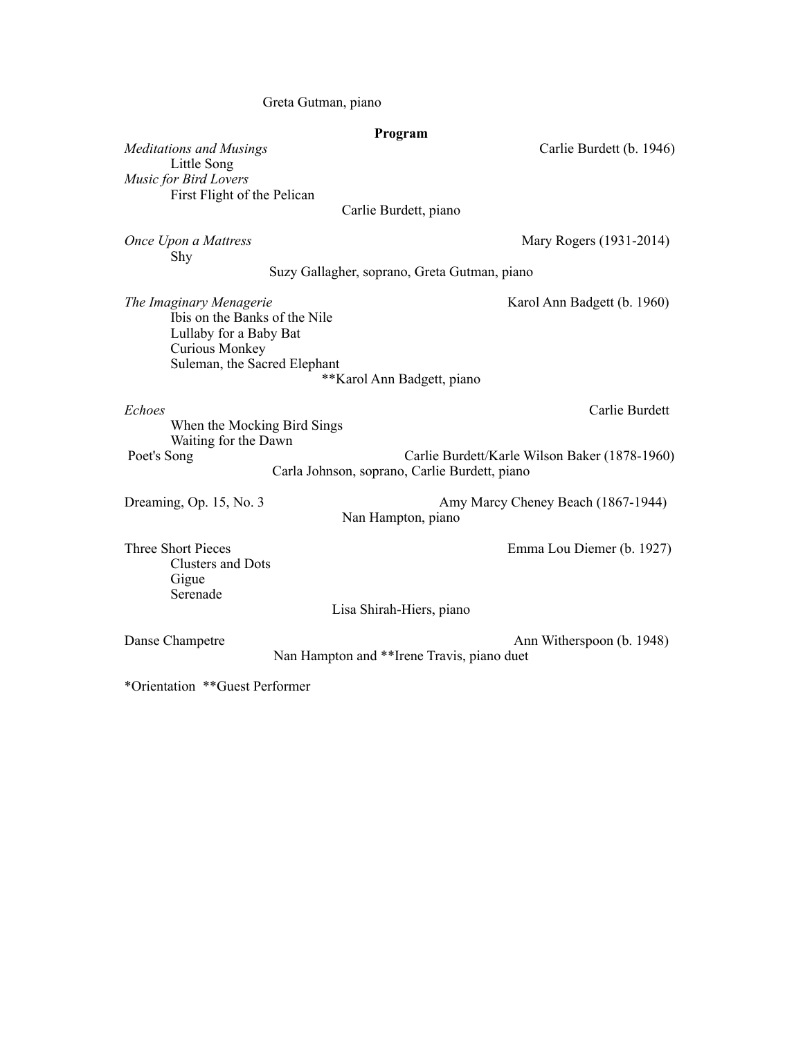Greta Gutman, piano

**Program**

*Meditations and Musings* — Carlie Burdett (b. 1946)
- Little Song

*Music for Bird Lovers*
- First Flight of the Pelican

Carlie Burdett, piano

*Once Upon a Mattress* — Mary Rogers (1931-2014)
- Shy

Suzy Gallagher, soprano, Greta Gutman, piano

*The Imaginary Menagerie* — Karol Ann Badgett (b. 1960)
- Ibis on the Banks of the Nile
- Lullaby for a Baby Bat
- Curious Monkey
- Suleman, the Sacred Elephant

**Karol Ann Badgett, piano

*Echoes* — Carlie Burdett
- When the Mocking Bird Sings
- Waiting for the Dawn

Poet's Song — Carlie Burdett/Karle Wilson Baker (1878-1960)

Carla Johnson, soprano, Carlie Burdett, piano

Dreaming, Op. 15, No. 3 — Amy Marcy Cheney Beach (1867-1944)

Nan Hampton, piano

Three Short Pieces — Emma Lou Diemer (b. 1927)
- Clusters and Dots
- Gigue
- Serenade

Lisa Shirah-Hiers, piano

Danse Champetre — Ann Witherspoon (b. 1948)

Nan Hampton and **Irene Travis, piano duet

*Orientation **Guest Performer